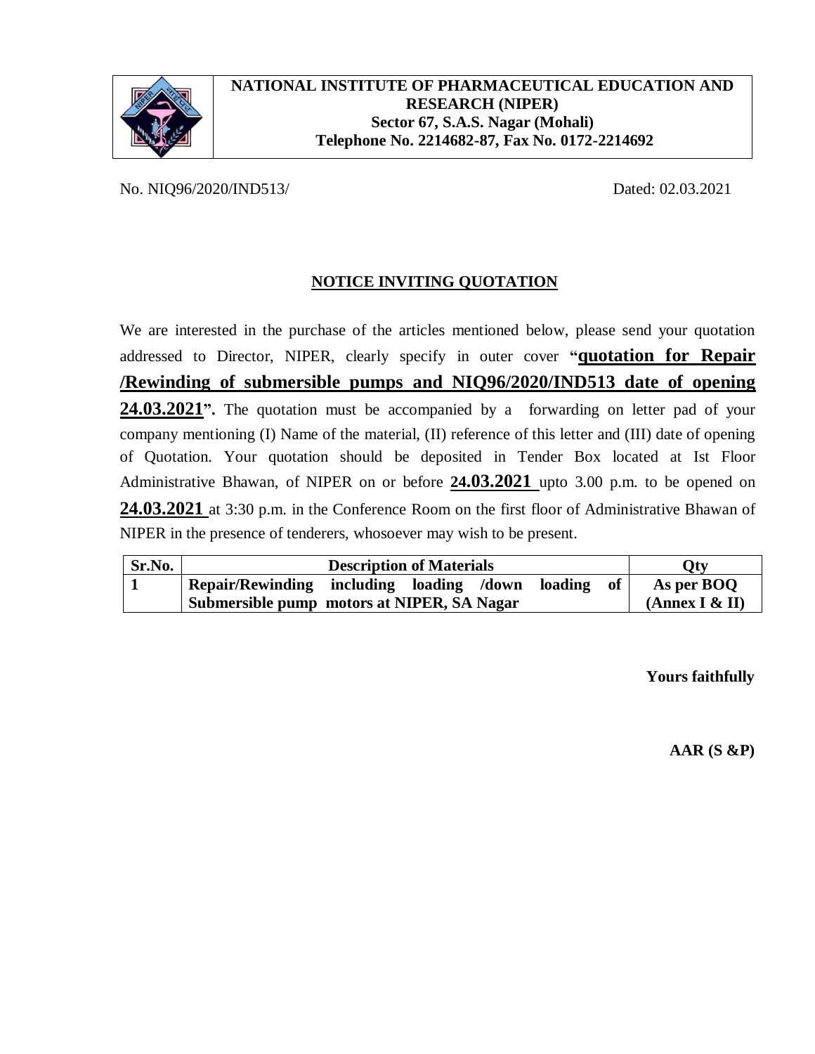**NATIONAL INSTITUTE OF PHARMACEUTICAL EDUCATION AND RESEARCH (NIPER)**
**Sector 67, S.A.S. Nagar (Mohali)**
**Telephone No. 2214682-87, Fax No. 0172-2214692**

No. NIQ96/2020/IND513/ Dated: 02.03.2021

## NOTICE INVITING QUOTATION

We are interested in the purchase of the articles mentioned below, please send your quotation addressed to Director, NIPER, clearly specify in outer cover "**quotation for Repair /Rewinding of submersible pumps and NIQ96/2020/IND513 date of opening 24.03.2021**". The quotation must be accompanied by a forwarding on letter pad of your company mentioning (I) Name of the material, (II) reference of this letter and (III) date of opening of Quotation. Your quotation should be deposited in Tender Box located at Ist Floor Administrative Bhawan, of NIPER on or before **24.03.2021** upto 3.00 p.m. to be opened on **24.03.2021** at 3:30 p.m. in the Conference Room on the first floor of Administrative Bhawan of NIPER in the presence of tenderers, whosoever may wish to be present.

| Sr.No. | Description of Materials | Qty |
|---|---|---|
| **1** | **Repair/Rewinding including loading /down loading of Submersible pump motors at NIPER, SA Nagar** | **As per BOQ (Annex I & II)** |

**Yours faithfully**

**AAR (S &P)**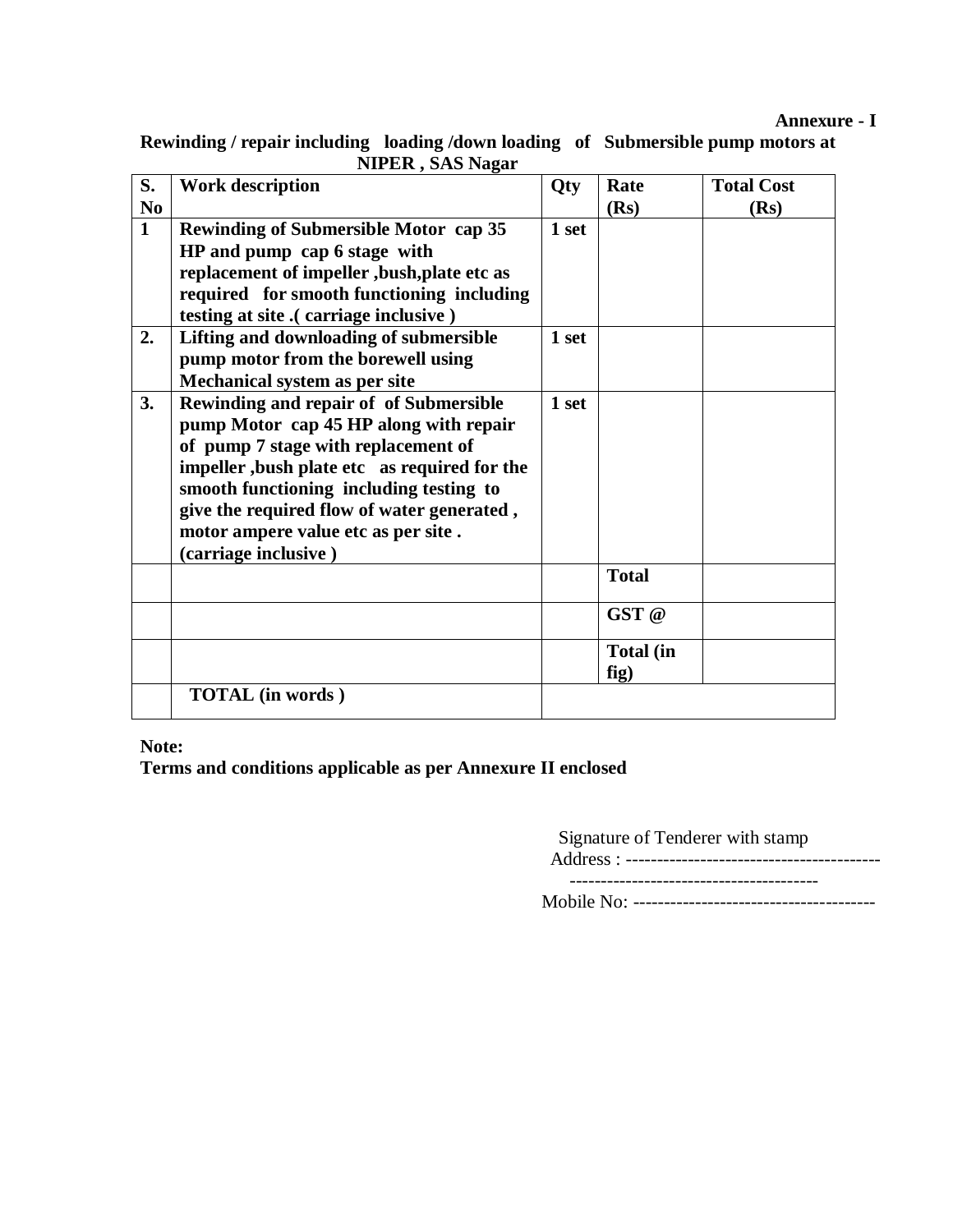**Annexure - I**

**Rewinding / repair including loading /down loading of Submersible pump motors at NIPER , SAS Nagar**

| S. No | Work description | Qty | Rate (Rs) | Total Cost (Rs) |
|---|---|---|---|---|
| 1 | Rewinding of Submersible Motor cap 35 HP and pump cap 6 stage with replacement of impeller ,bush,plate etc as required for smooth functioning including testing at site .( carriage inclusive ) | 1 set | | |
| 2. | Lifting and downloading of submersible pump motor from the borewell using Mechanical system as per site | 1 set | | |
| 3. | Rewinding and repair of of Submersible pump Motor cap 45 HP along with repair of pump 7 stage with replacement of impeller ,bush plate etc as required for the smooth functioning including testing to give the required flow of water generated , motor ampere value etc as per site . (carriage inclusive ) | 1 set | | |
| | | | Total | |
| | | | GST @ | |
| | | | Total (in fig) | |
| | TOTAL (in words ) | | | |

**Note:**
**Terms and conditions applicable as per Annexure II enclosed**

Signature of Tenderer with stamp
Address : -----------------------------------------
----------------------------------------
Mobile No: --------------------------------------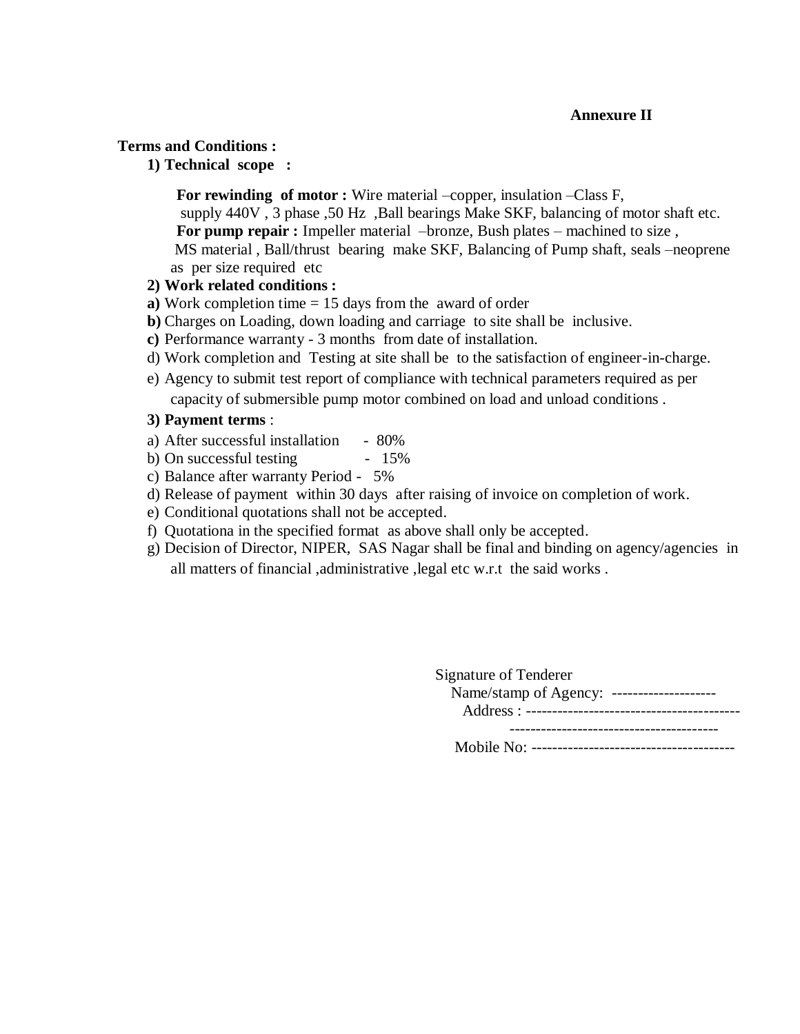**Annexure II**

**Terms and Conditions :**

**1) Technical scope :**

**For rewinding of motor :** Wire material –copper, insulation –Class F, supply 440V , 3 phase ,50 Hz ,Ball bearings Make SKF, balancing of motor shaft etc.

**For pump repair :** Impeller material –bronze, Bush plates – machined to size , MS material , Ball/thrust bearing make SKF, Balancing of Pump shaft, seals –neoprene as per size required etc

**2) Work related conditions :**

**a)** Work completion time = 15 days from the award of order

**b)** Charges on Loading, down loading and carriage to site shall be inclusive.

**c)** Performance warranty - 3 months from date of installation.

d) Work completion and Testing at site shall be to the satisfaction of engineer-in-charge.

e) Agency to submit test report of compliance with technical parameters required as per capacity of submersible pump motor combined on load and unload conditions .

**3) Payment terms** :

a) After successful installation - 80%

b) On successful testing - 15%

c) Balance after warranty Period - 5%

d) Release of payment within 30 days after raising of invoice on completion of work.

e) Conditional quotations shall not be accepted.

f) Quotationa in the specified format as above shall only be accepted.

g) Decision of Director, NIPER, SAS Nagar shall be final and binding on agency/agencies in all matters of financial ,administrative ,legal etc w.r.t the said works .

Signature of Tenderer

Name/stamp of Agency: --------------------

Address : ----------------------------------------
---------------------------------------

Mobile No: --------------------------------------